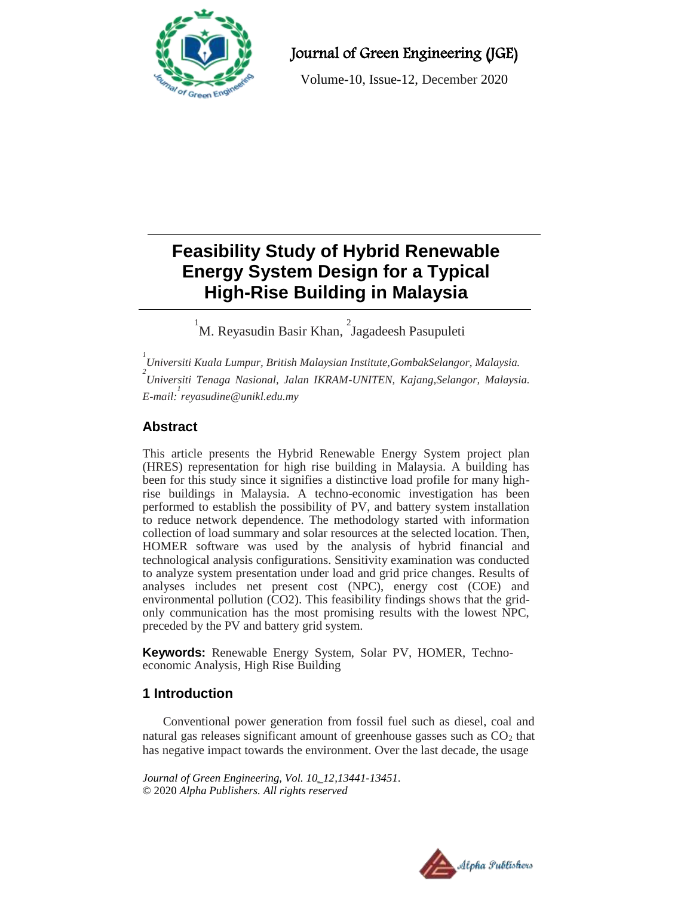# Feasibility Study of Hybrid Renewable Energy System Design for a Typical High-Rise Building in Malaysia

[1]M. Reyasudin Basir Khan, [2]Jagadeesh Pasupuleti

*[1]Universiti Kuala Lumpur, British Malaysian Institute,GombakSelangor, Malaysia.*
*[2]Universiti Tenaga Nasional, Jalan IKRAM-UNITEN, Kajang,Selangor, Malaysia.*
*E-mail: [1]reyasudine@unikl.edu.my*

## Abstract

This article presents the Hybrid Renewable Energy System project plan (HRES) representation for high rise building in Malaysia. A building has been for this study since it signifies a distinctive load profile for many high-rise buildings in Malaysia. A techno-economic investigation has been performed to establish the possibility of PV, and battery system installation to reduce network dependence. The methodology started with information collection of load summary and solar resources at the selected location. Then, HOMER software was used by the analysis of hybrid financial and technological analysis configurations. Sensitivity examination was conducted to analyze system presentation under load and grid price changes. Results of analyses includes net present cost (NPC), energy cost (COE) and environmental pollution (CO2). This feasibility findings shows that the grid-only communication has the most promising results with the lowest NPC, preceded by the PV and battery grid system.

**Keywords:** Renewable Energy System, Solar PV, HOMER, Techno-economic Analysis, High Rise Building

## 1 Introduction

Conventional power generation from fossil fuel such as diesel, coal and natural gas releases significant amount of greenhouse gasses such as $CO_2$ that has negative impact towards the environment. Over the last decade, the usage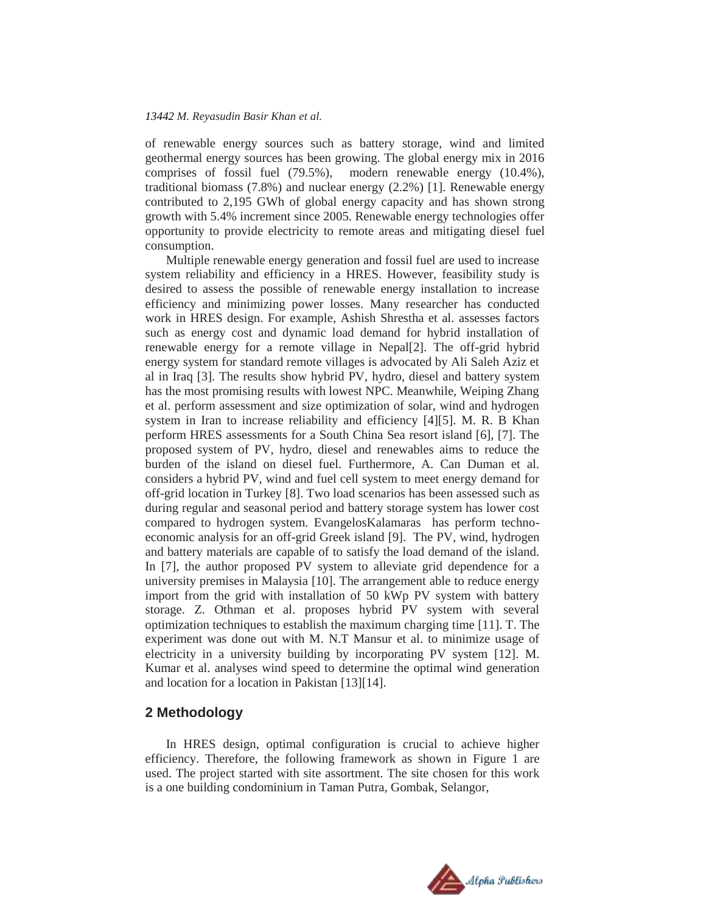of renewable energy sources such as battery storage, wind and limited geothermal energy sources has been growing. The global energy mix in 2016 comprises of fossil fuel (79.5%), modern renewable energy (10.4%), traditional biomass (7.8%) and nuclear energy (2.2%) [1]. Renewable energy contributed to 2,195 GWh of global energy capacity and has shown strong growth with 5.4% increment since 2005. Renewable energy technologies offer opportunity to provide electricity to remote areas and mitigating diesel fuel consumption.

Multiple renewable energy generation and fossil fuel are used to increase system reliability and efficiency in a HRES. However, feasibility study is desired to assess the possible of renewable energy installation to increase efficiency and minimizing power losses. Many researcher has conducted work in HRES design. For example, Ashish Shrestha et al. assesses factors such as energy cost and dynamic load demand for hybrid installation of renewable energy for a remote village in Nepal[2]. The off-grid hybrid energy system for standard remote villages is advocated by Ali Saleh Aziz et al in Iraq [3]. The results show hybrid PV, hydro, diesel and battery system has the most promising results with lowest NPC. Meanwhile, Weiping Zhang et al. perform assessment and size optimization of solar, wind and hydrogen system in Iran to increase reliability and efficiency [4][5]. M. R. B Khan perform HRES assessments for a South China Sea resort island [6], [7]. The proposed system of PV, hydro, diesel and renewables aims to reduce the burden of the island on diesel fuel. Furthermore, A. Can Duman et al. considers a hybrid PV, wind and fuel cell system to meet energy demand for off-grid location in Turkey [8]. Two load scenarios has been assessed such as during regular and seasonal period and battery storage system has lower cost compared to hydrogen system. EvangelosKalamaras has perform techno-economic analysis for an off-grid Greek island [9]. The PV, wind, hydrogen and battery materials are capable of to satisfy the load demand of the island. In [7], the author proposed PV system to alleviate grid dependence for a university premises in Malaysia [10]. The arrangement able to reduce energy import from the grid with installation of 50 kWp PV system with battery storage. Z. Othman et al. proposes hybrid PV system with several optimization techniques to establish the maximum charging time [11]. T. The experiment was done out with M. N.T Mansur et al. to minimize usage of electricity in a university building by incorporating PV system [12]. M. Kumar et al. analyses wind speed to determine the optimal wind generation and location for a location in Pakistan [13][14].

## 2 Methodology

In HRES design, optimal configuration is crucial to achieve higher efficiency. Therefore, the following framework as shown in Figure 1 are used. The project started with site assortment. The site chosen for this work is a one building condominium in Taman Putra, Gombak, Selangor,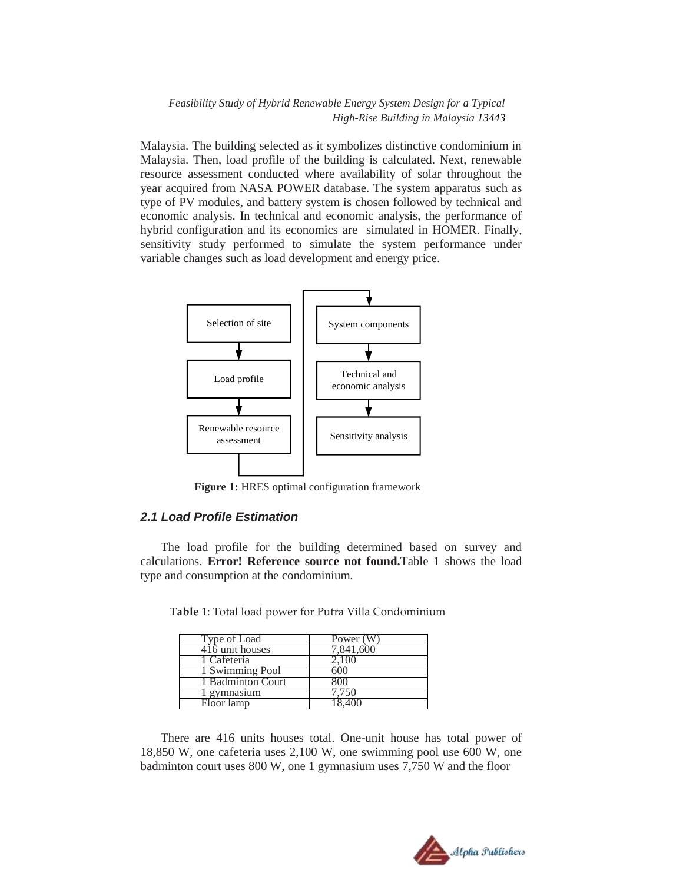Malaysia. The building selected as it symbolizes distinctive condominium in Malaysia. Then, load profile of the building is calculated. Next, renewable resource assessment conducted where availability of solar throughout the year acquired from NASA POWER database. The system apparatus such as type of PV modules, and battery system is chosen followed by technical and economic analysis. In technical and economic analysis, the performance of hybrid configuration and its economics are simulated in HOMER. Finally, sensitivity study performed to simulate the system performance under variable changes such as load development and energy price.

Selection of site → Load profile → Renewable resource assessment → System components → Technical and economic analysis → Sensitivity analysis

**Figure 1:** HRES optimal configuration framework

### *2.1 Load Profile Estimation*

The load profile for the building determined based on survey and calculations. **Error! Reference source not found.**Table 1 shows the load type and consumption at the condominium.

**Table 1**: Total load power for Putra Villa Condominium

| Type of Load | Power (W) |
| --- | --- |
| 416 unit houses | 7,841,600 |
| 1 Cafeteria | 2,100 |
| 1 Swimming Pool | 600 |
| 1 Badminton Court | 800 |
| 1 gymnasium | 7,750 |
| Floor lamp | 18,400 |

There are 416 units houses total. One-unit house has total power of 18,850 W, one cafeteria uses 2,100 W, one swimming pool use 600 W, one badminton court uses 800 W, one 1 gymnasium uses 7,750 W and the floor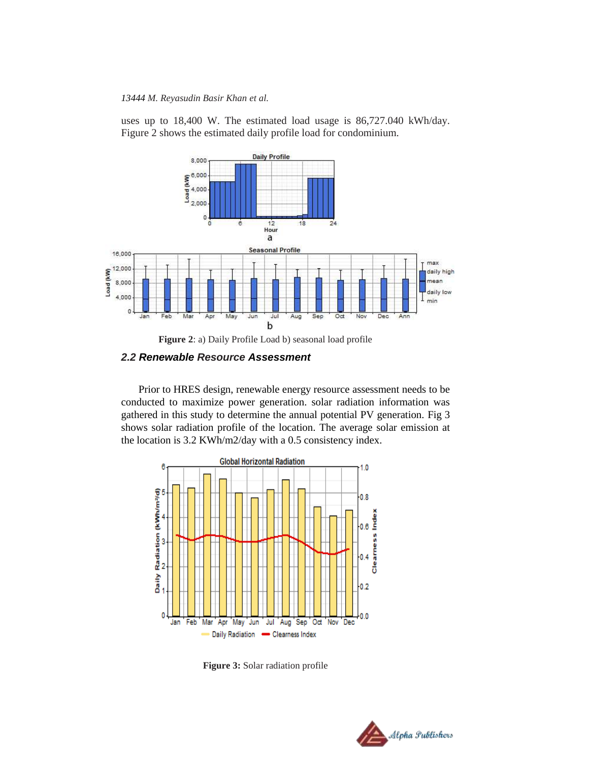uses up to 18,400 W. The estimated load usage is 86,727.040 kWh/day. Figure 2 shows the estimated daily profile load for condominium.

**Figure 2**: a) Daily Profile Load b) seasonal load profile

### *2.2 Renewable Resource Assessment*

Prior to HRES design, renewable energy resource assessment needs to be conducted to maximize power generation. solar radiation information was gathered in this study to determine the annual potential PV generation. Fig 3 shows solar radiation profile of the location. The average solar emission at the location is 3.2 KWh/m2/day with a 0.5 consistency index.

**Figure 3:** Solar radiation profile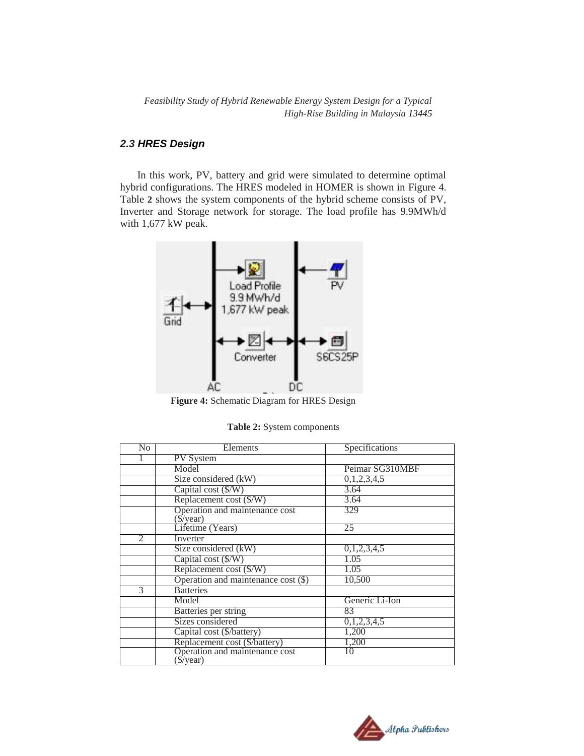### *2.3 HRES Design*

In this work, PV, battery and grid were simulated to determine optimal hybrid configurations. The HRES modeled in HOMER is shown in Figure 4. Table 2 shows the system components of the hybrid scheme consists of PV, Inverter and Storage network for storage. The load profile has 9.9MWh/d with 1,677 kW peak.

**Figure 4:** Schematic Diagram for HRES Design

**Table 2:** System components

| No | Elements | Specifications |
|---|---|---|
| 1 | PV System | |
| | Model | Peimar SG310MBF |
| | Size considered (kW) | 0,1,2,3,4,5 |
| | Capital cost ($/W) | 3.64 |
| | Replacement cost ($/W) | 3.64 |
| | Operation and maintenance cost ($/year) | 329 |
| | Lifetime (Years) | 25 |
| 2 | Inverter | |
| | Size considered (kW) | 0,1,2,3,4,5 |
| | Capital cost ($/W) | 1.05 |
| | Replacement cost ($/W) | 1.05 |
| | Operation and maintenance cost ($) | 10,500 |
| 3 | Batteries | |
| | Model | Generic Li-Ion |
| | Batteries per string | 83 |
| | Sizes considered | 0,1,2,3,4,5 |
| | Capital cost ($/battery) | 1,200 |
| | Replacement cost ($/battery) | 1,200 |
| | Operation and maintenance cost ($/year) | 10 |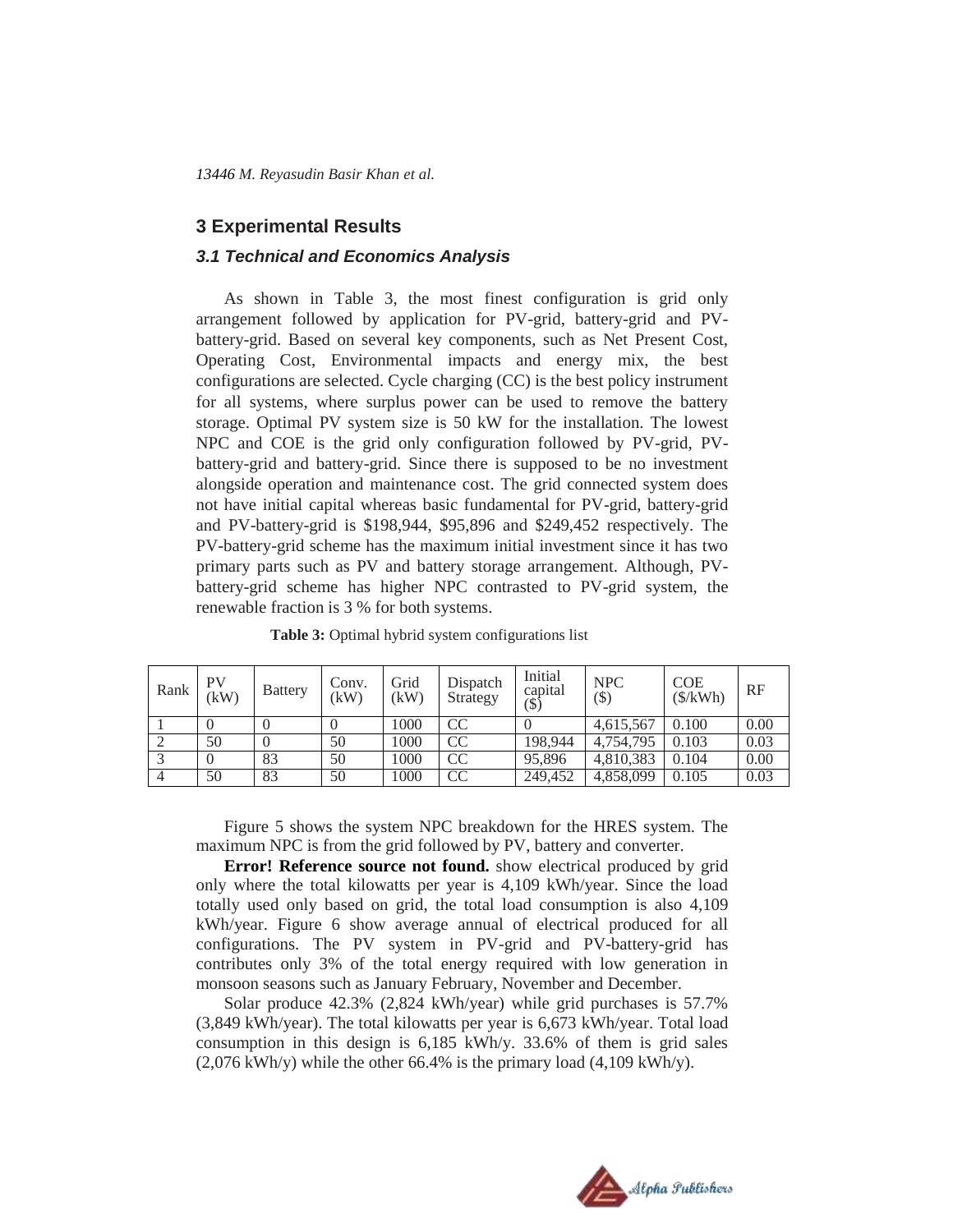## 3 Experimental Results

### *3.1 Technical and Economics Analysis*

As shown in Table 3, the most finest configuration is grid only arrangement followed by application for PV-grid, battery-grid and PV-battery-grid. Based on several key components, such as Net Present Cost, Operating Cost, Environmental impacts and energy mix, the best configurations are selected. Cycle charging (CC) is the best policy instrument for all systems, where surplus power can be used to remove the battery storage. Optimal PV system size is 50 kW for the installation. The lowest NPC and COE is the grid only configuration followed by PV-grid, PV-battery-grid and battery-grid. Since there is supposed to be no investment alongside operation and maintenance cost. The grid connected system does not have initial capital whereas basic fundamental for PV-grid, battery-grid and PV-battery-grid is $198,944, $95,896 and $249,452 respectively. The PV-battery-grid scheme has the maximum initial investment since it has two primary parts such as PV and battery storage arrangement. Although, PV-battery-grid scheme has higher NPC contrasted to PV-grid system, the renewable fraction is 3 % for both systems.

**Table 3:** Optimal hybrid system configurations list

| Rank | PV (kW) | Battery | Conv. (kW) | Grid (kW) | Dispatch Strategy | Initial capital ($) | NPC ($) | COE ($/kWh) | RF |
|---|---|---|---|---|---|---|---|---|---|
| 1 | 0 | 0 | 0 | 1000 | CC | 0 | 4,615,567 | 0.100 | 0.00 |
| 2 | 50 | 0 | 50 | 1000 | CC | 198,944 | 4,754,795 | 0.103 | 0.03 |
| 3 | 0 | 83 | 50 | 1000 | CC | 95,896 | 4,810,383 | 0.104 | 0.00 |
| 4 | 50 | 83 | 50 | 1000 | CC | 249,452 | 4,858,099 | 0.105 | 0.03 |

Figure 5 shows the system NPC breakdown for the HRES system. The maximum NPC is from the grid followed by PV, battery and converter.

**Error! Reference source not found.** show electrical produced by grid only where the total kilowatts per year is 4,109 kWh/year. Since the load totally used only based on grid, the total load consumption is also 4,109 kWh/year. Figure 6 show average annual of electrical produced for all configurations. The PV system in PV-grid and PV-battery-grid has contributes only 3% of the total energy required with low generation in monsoon seasons such as January February, November and December.

Solar produce 42.3% (2,824 kWh/year) while grid purchases is 57.7% (3,849 kWh/year). The total kilowatts per year is 6,673 kWh/year. Total load consumption in this design is 6,185 kWh/y. 33.6% of them is grid sales (2,076 kWh/y) while the other 66.4% is the primary load (4,109 kWh/y).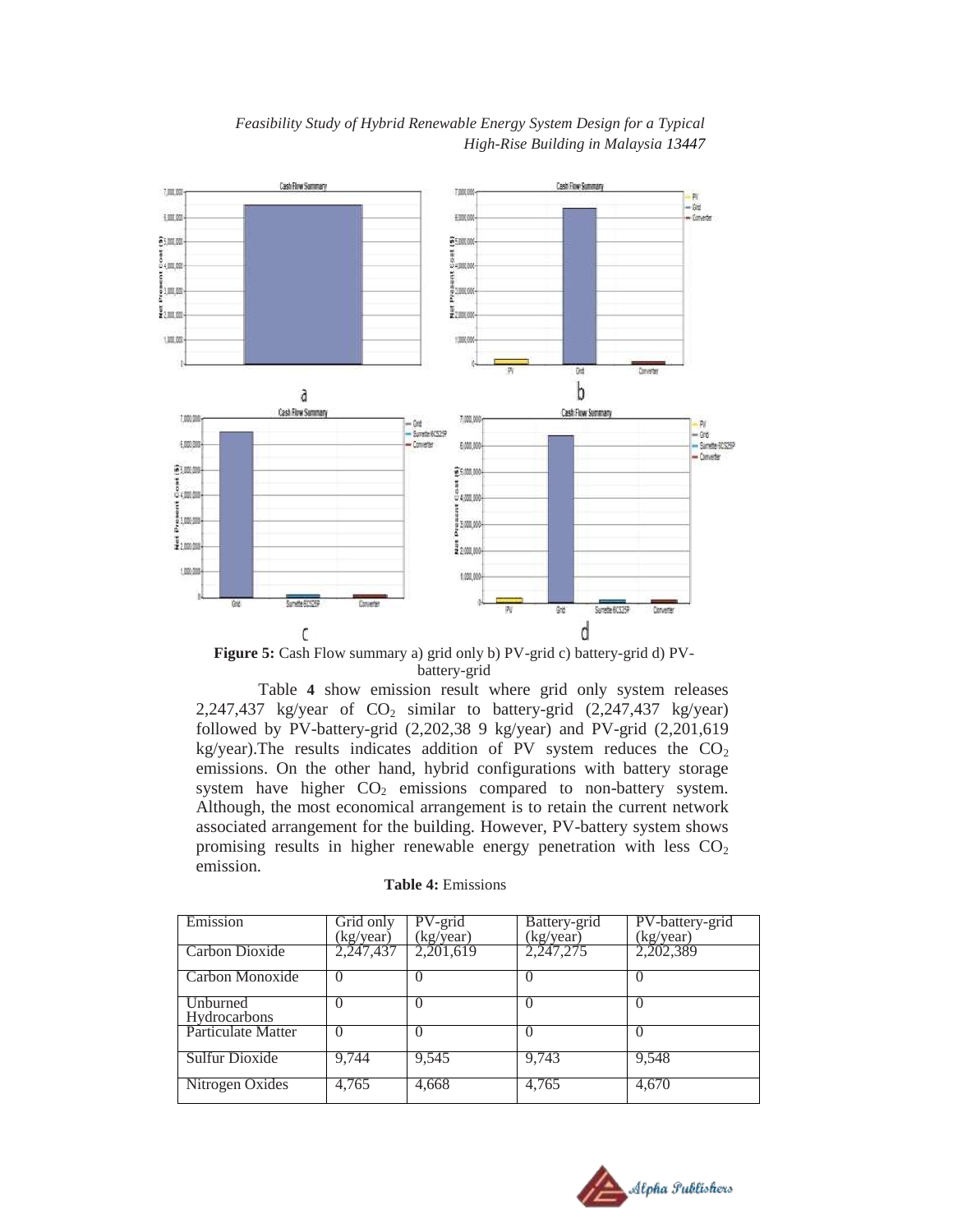**Figure 5:** Cash Flow summary a) grid only b) PV-grid c) battery-grid d) PV-battery-grid

Table **4** show emission result where grid only system releases 2,247,437 kg/year of $CO_2$ similar to battery-grid (2,247,437 kg/year) followed by PV-battery-grid (2,202,38 9 kg/year) and PV-grid (2,201,619 kg/year).The results indicates addition of PV system reduces the $CO_2$ emissions. On the other hand, hybrid configurations with battery storage system have higher $CO_2$ emissions compared to non-battery system. Although, the most economical arrangement is to retain the current network associated arrangement for the building. However, PV-battery system shows promising results in higher renewable energy penetration with less $CO_2$ emission.

**Table 4:** Emissions

| Emission | Grid only (kg/year) | PV-grid (kg/year) | Battery-grid (kg/year) | PV-battery-grid (kg/year) |
|---|---|---|---|---|
| Carbon Dioxide | 2,247,437 | 2,201,619 | 2,247,275 | 2,202,389 |
| Carbon Monoxide | 0 | 0 | 0 | 0 |
| Unburned Hydrocarbons | 0 | 0 | 0 | 0 |
| Particulate Matter | 0 | 0 | 0 | 0 |
| Sulfur Dioxide | 9,744 | 9,545 | 9,743 | 9,548 |
| Nitrogen Oxides | 4,765 | 4,668 | 4,765 | 4,670 |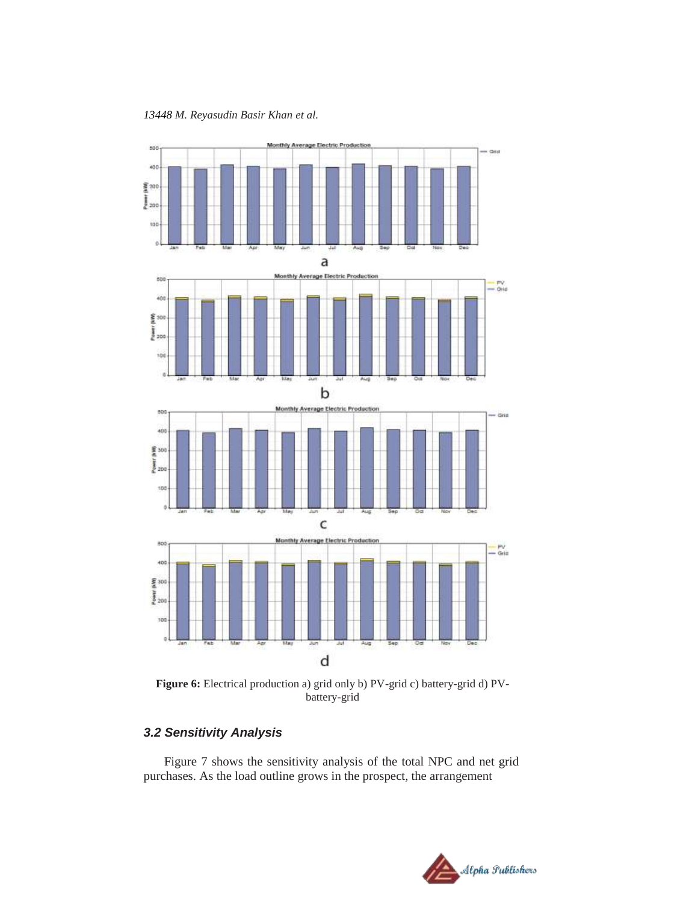**Figure 6:** Electrical production a) grid only b) PV-grid c) battery-grid d) PV-battery-grid

### *3.2 Sensitivity Analysis*

Figure 7 shows the sensitivity analysis of the total NPC and net grid purchases. As the load outline grows in the prospect, the arrangement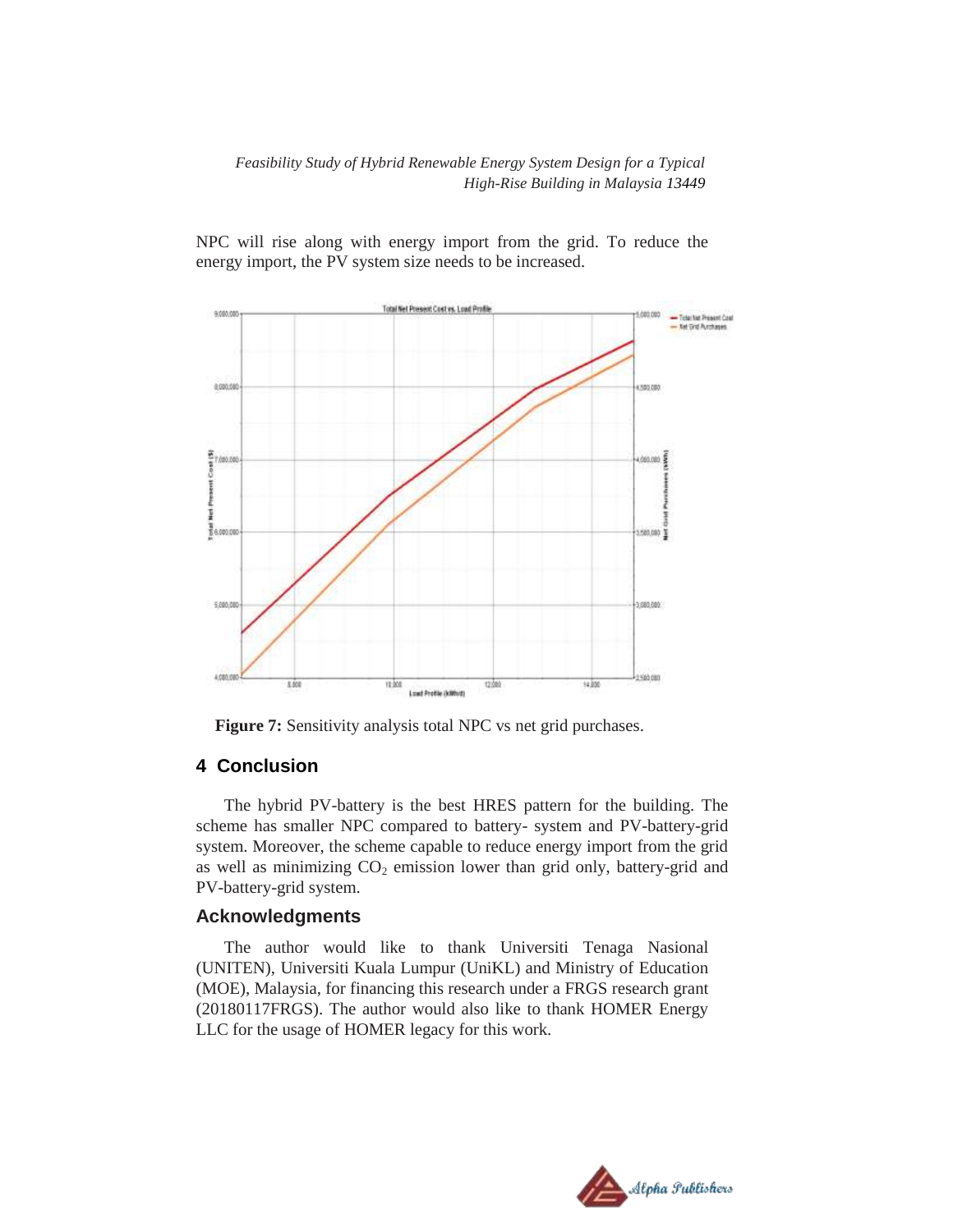NPC will rise along with energy import from the grid. To reduce the energy import, the PV system size needs to be increased.

**Figure 7:** Sensitivity analysis total NPC vs net grid purchases.

## 4 Conclusion

The hybrid PV-battery is the best HRES pattern for the building. The scheme has smaller NPC compared to battery- system and PV-battery-grid system. Moreover, the scheme capable to reduce energy import from the grid as well as minimizing $CO_2$ emission lower than grid only, battery-grid and PV-battery-grid system.

## Acknowledgments

The author would like to thank Universiti Tenaga Nasional (UNITEN), Universiti Kuala Lumpur (UniKL) and Ministry of Education (MOE), Malaysia, for financing this research under a FRGS research grant (20180117FRGS). The author would also like to thank HOMER Energy LLC for the usage of HOMER legacy for this work.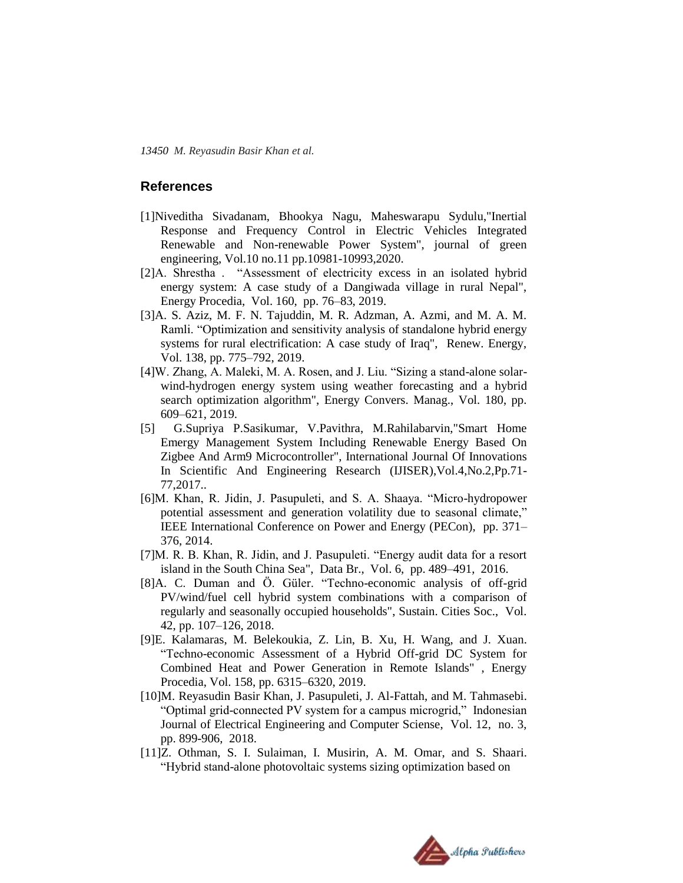## References

[1]Niveditha Sivadanam, Bhookya Nagu, Maheswarapu Sydulu,"Inertial Response and Frequency Control in Electric Vehicles Integrated Renewable and Non-renewable Power System", journal of green engineering, Vol.10 no.11 pp.10981-10993,2020.

[2]A. Shrestha . "Assessment of electricity excess in an isolated hybrid energy system: A case study of a Dangiwada village in rural Nepal", Energy Procedia, Vol. 160, pp. 76–83, 2019.

[3]A. S. Aziz, M. F. N. Tajuddin, M. R. Adzman, A. Azmi, and M. A. M. Ramli. "Optimization and sensitivity analysis of standalone hybrid energy systems for rural electrification: A case study of Iraq", Renew. Energy, Vol. 138, pp. 775–792, 2019.

[4]W. Zhang, A. Maleki, M. A. Rosen, and J. Liu. "Sizing a stand-alone solar-wind-hydrogen energy system using weather forecasting and a hybrid search optimization algorithm", Energy Convers. Manag., Vol. 180, pp. 609–621, 2019.

[5] G.Supriya P.Sasikumar, V.Pavithra, M.Rahilabarvin,"Smart Home Emergy Management System Including Renewable Energy Based On Zigbee And Arm9 Microcontroller", International Journal Of Innovations In Scientific And Engineering Research (IJISER),Vol.4,No.2,Pp.71-77,2017..

[6]M. Khan, R. Jidin, J. Pasupuleti, and S. A. Shaaya. "Micro-hydropower potential assessment and generation volatility due to seasonal climate," IEEE International Conference on Power and Energy (PECon), pp. 371–376, 2014.

[7]M. R. B. Khan, R. Jidin, and J. Pasupuleti. "Energy audit data for a resort island in the South China Sea", Data Br., Vol. 6, pp. 489–491, 2016.

[8]A. C. Duman and Ö. Güler. "Techno-economic analysis of off-grid PV/wind/fuel cell hybrid system combinations with a comparison of regularly and seasonally occupied households", Sustain. Cities Soc., Vol. 42, pp. 107–126, 2018.

[9]E. Kalamaras, M. Belekoukia, Z. Lin, B. Xu, H. Wang, and J. Xuan. "Techno-economic Assessment of a Hybrid Off-grid DC System for Combined Heat and Power Generation in Remote Islands" , Energy Procedia, Vol. 158, pp. 6315–6320, 2019.

[10]M. Reyasudin Basir Khan, J. Pasupuleti, J. Al-Fattah, and M. Tahmasebi. "Optimal grid-connected PV system for a campus microgrid," Indonesian Journal of Electrical Engineering and Computer Sciense, Vol. 12, no. 3, pp. 899-906, 2018.

[11]Z. Othman, S. I. Sulaiman, I. Musirin, A. M. Omar, and S. Shaari. "Hybrid stand-alone photovoltaic systems sizing optimization based on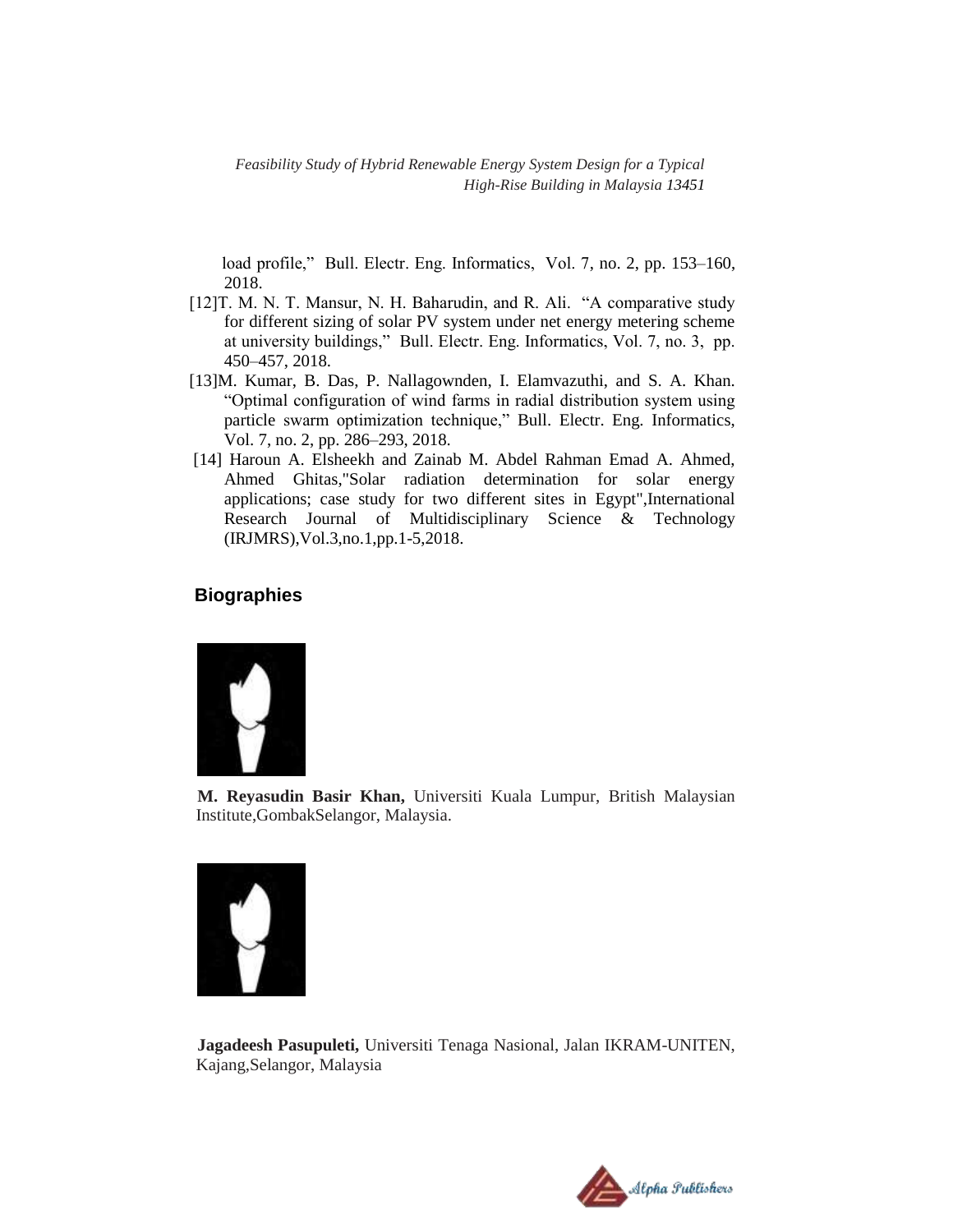load profile," Bull. Electr. Eng. Informatics, Vol. 7, no. 2, pp. 153–160, 2018.

[12]T. M. N. T. Mansur, N. H. Baharudin, and R. Ali. "A comparative study for different sizing of solar PV system under net energy metering scheme at university buildings," Bull. Electr. Eng. Informatics, Vol. 7, no. 3, pp. 450–457, 2018.

[13]M. Kumar, B. Das, P. Nallagownden, I. Elamvazuthi, and S. A. Khan. "Optimal configuration of wind farms in radial distribution system using particle swarm optimization technique," Bull. Electr. Eng. Informatics, Vol. 7, no. 2, pp. 286–293, 2018.

[14] Haroun A. Elsheekh and Zainab M. Abdel Rahman Emad A. Ahmed, Ahmed Ghitas,"Solar radiation determination for solar energy applications; case study for two different sites in Egypt",International Research Journal of Multidisciplinary Science & Technology (IRJMRS),Vol.3,no.1,pp.1-5,2018.

## Biographies

**M. Reyasudin Basir Khan,** Universiti Kuala Lumpur, British Malaysian Institute,GombakSelangor, Malaysia.

**Jagadeesh Pasupuleti,** Universiti Tenaga Nasional, Jalan IKRAM-UNITEN, Kajang,Selangor, Malaysia